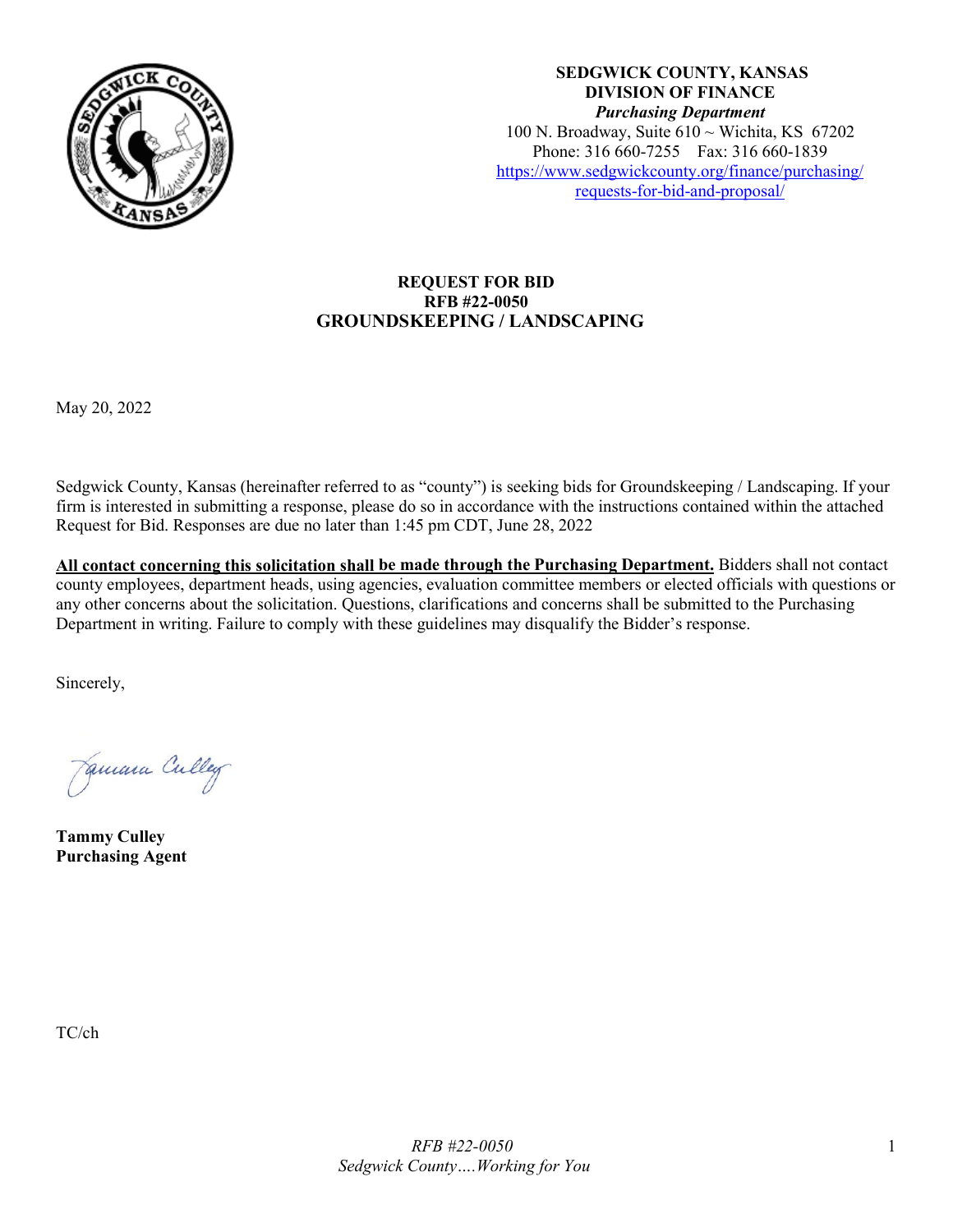**SEDGWICK COUNTY, KANSAS**
**DIVISION OF FINANCE**
***Purchasing Department***
100 N. Broadway, Suite 610 ~ Wichita, KS 67202
Phone: 316 660-7255 Fax: 316 660-1839
https://www.sedgwickcounty.org/finance/purchasing/requests-for-bid-and-proposal/

# REQUEST FOR BID
## RFB #22-0050
## GROUNDSKEEPING / LANDSCAPING

May 20, 2022

Sedgwick County, Kansas (hereinafter referred to as "county") is seeking bids for Groundskeeping / Landscaping. If your firm is interested in submitting a response, please do so in accordance with the instructions contained within the attached Request for Bid. Responses are due no later than 1:45 pm CDT, June 28, 2022

**All contact concerning this solicitation shall be made through the Purchasing Department.** Bidders shall not contact county employees, department heads, using agencies, evaluation committee members or elected officials with questions or any other concerns about the solicitation. Questions, clarifications and concerns shall be submitted to the Purchasing Department in writing. Failure to comply with these guidelines may disqualify the Bidder's response.

Sincerely,

Tamara Culley

**Tammy Culley**
**Purchasing Agent**

TC/ch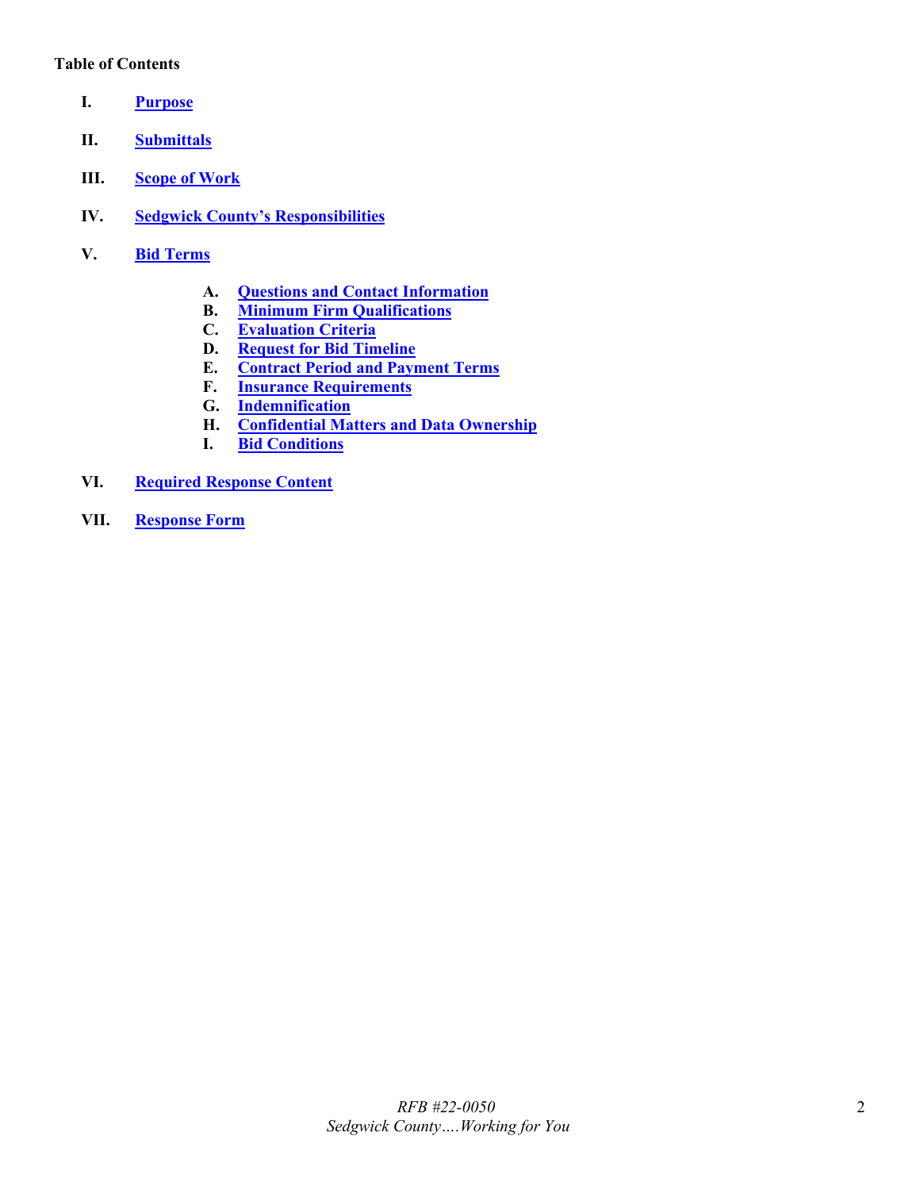**Table of Contents**

- **I.** **Purpose**
- **II.** **Submittals**
- **III.** **Scope of Work**
- **IV.** **Sedgwick County's Responsibilities**
- **V.** **Bid Terms**
  - **A.** **Questions and Contact Information**
  - **B.** **Minimum Firm Qualifications**
  - **C.** **Evaluation Criteria**
  - **D.** **Request for Bid Timeline**
  - **E.** **Contract Period and Payment Terms**
  - **F.** **Insurance Requirements**
  - **G.** **Indemnification**
  - **H.** **Confidential Matters and Data Ownership**
  - **I.** **Bid Conditions**
- **VI.** **Required Response Content**
- **VII.** **Response Form**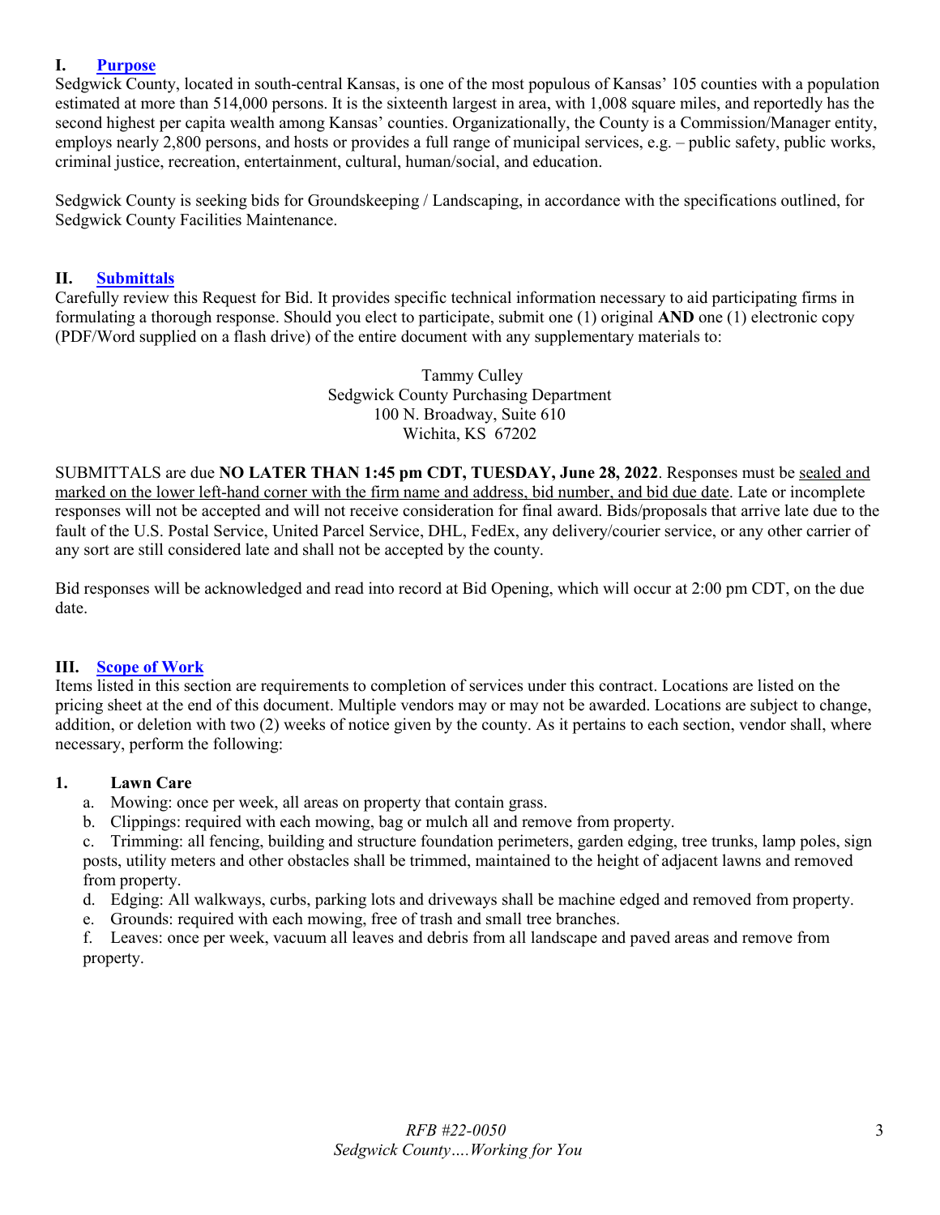## I. Purpose

Sedgwick County, located in south-central Kansas, is one of the most populous of Kansas' 105 counties with a population estimated at more than 514,000 persons. It is the sixteenth largest in area, with 1,008 square miles, and reportedly has the second highest per capita wealth among Kansas' counties. Organizationally, the County is a Commission/Manager entity, employs nearly 2,800 persons, and hosts or provides a full range of municipal services, e.g. – public safety, public works, criminal justice, recreation, entertainment, cultural, human/social, and education.

Sedgwick County is seeking bids for Groundskeeping / Landscaping, in accordance with the specifications outlined, for Sedgwick County Facilities Maintenance.

## II. Submittals

Carefully review this Request for Bid. It provides specific technical information necessary to aid participating firms in formulating a thorough response. Should you elect to participate, submit one (1) original **AND** one (1) electronic copy (PDF/Word supplied on a flash drive) of the entire document with any supplementary materials to:

Tammy Culley
Sedgwick County Purchasing Department
100 N. Broadway, Suite 610
Wichita, KS 67202

SUBMITTALS are due **NO LATER THAN 1:45 pm CDT, TUESDAY, June 28, 2022**. Responses must be sealed and marked on the lower left-hand corner with the firm name and address, bid number, and bid due date. Late or incomplete responses will not be accepted and will not receive consideration for final award. Bids/proposals that arrive late due to the fault of the U.S. Postal Service, United Parcel Service, DHL, FedEx, any delivery/courier service, or any other carrier of any sort are still considered late and shall not be accepted by the county.

Bid responses will be acknowledged and read into record at Bid Opening, which will occur at 2:00 pm CDT, on the due date.

## III. Scope of Work

Items listed in this section are requirements to completion of services under this contract. Locations are listed on the pricing sheet at the end of this document. Multiple vendors may or may not be awarded. Locations are subject to change, addition, or deletion with two (2) weeks of notice given by the county. As it pertains to each section, vendor shall, where necessary, perform the following:

### 1. Lawn Care

a. Mowing: once per week, all areas on property that contain grass.

b. Clippings: required with each mowing, bag or mulch all and remove from property.

c. Trimming: all fencing, building and structure foundation perimeters, garden edging, tree trunks, lamp poles, sign posts, utility meters and other obstacles shall be trimmed, maintained to the height of adjacent lawns and removed from property.

d. Edging: All walkways, curbs, parking lots and driveways shall be machine edged and removed from property.

e. Grounds: required with each mowing, free of trash and small tree branches.

f. Leaves: once per week, vacuum all leaves and debris from all landscape and paved areas and remove from property.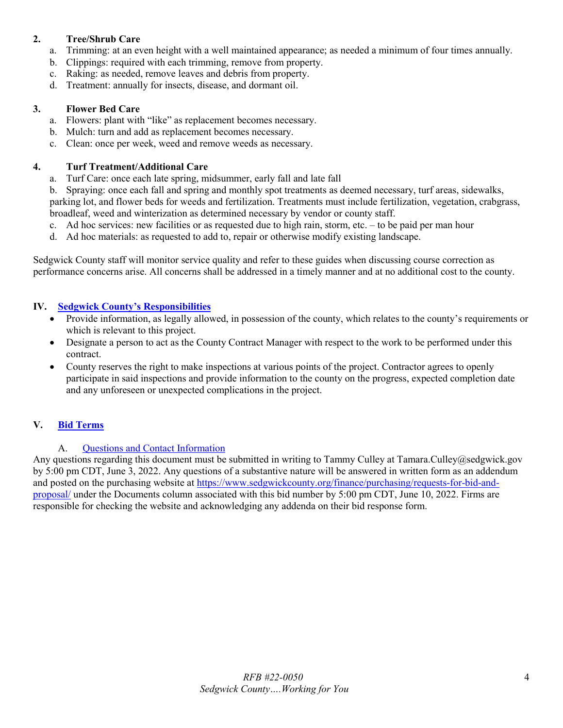**2. Tree/Shrub Care**

a. Trimming: at an even height with a well maintained appearance; as needed a minimum of four times annually.
b. Clippings: required with each trimming, remove from property.
c. Raking: as needed, remove leaves and debris from property.
d. Treatment: annually for insects, disease, and dormant oil.

**3. Flower Bed Care**

a. Flowers: plant with "like" as replacement becomes necessary.
b. Mulch: turn and add as replacement becomes necessary.
c. Clean: once per week, weed and remove weeds as necessary.

**4. Turf Treatment/Additional Care**

a. Turf Care: once each late spring, midsummer, early fall and late fall
b. Spraying: once each fall and spring and monthly spot treatments as deemed necessary, turf areas, sidewalks, parking lot, and flower beds for weeds and fertilization. Treatments must include fertilization, vegetation, crabgrass, broadleaf, weed and winterization as determined necessary by vendor or county staff.
c. Ad hoc services: new facilities or as requested due to high rain, storm, etc. – to be paid per man hour
d. Ad hoc materials: as requested to add to, repair or otherwise modify existing landscape.

Sedgwick County staff will monitor service quality and refer to these guides when discussing course correction as performance concerns arise. All concerns shall be addressed in a timely manner and at no additional cost to the county.

## IV. Sedgwick County's Responsibilities

- Provide information, as legally allowed, in possession of the county, which relates to the county's requirements or which is relevant to this project.
- Designate a person to act as the County Contract Manager with respect to the work to be performed under this contract.
- County reserves the right to make inspections at various points of the project. Contractor agrees to openly participate in said inspections and provide information to the county on the progress, expected completion date and any unforeseen or unexpected complications in the project.

## V. Bid Terms

### A. Questions and Contact Information

Any questions regarding this document must be submitted in writing to Tammy Culley at Tamara.Culley@sedgwick.gov by 5:00 pm CDT, June 3, 2022. Any questions of a substantive nature will be answered in written form as an addendum and posted on the purchasing website at https://www.sedgwickcounty.org/finance/purchasing/requests-for-bid-and-proposal/ under the Documents column associated with this bid number by 5:00 pm CDT, June 10, 2022. Firms are responsible for checking the website and acknowledging any addenda on their bid response form.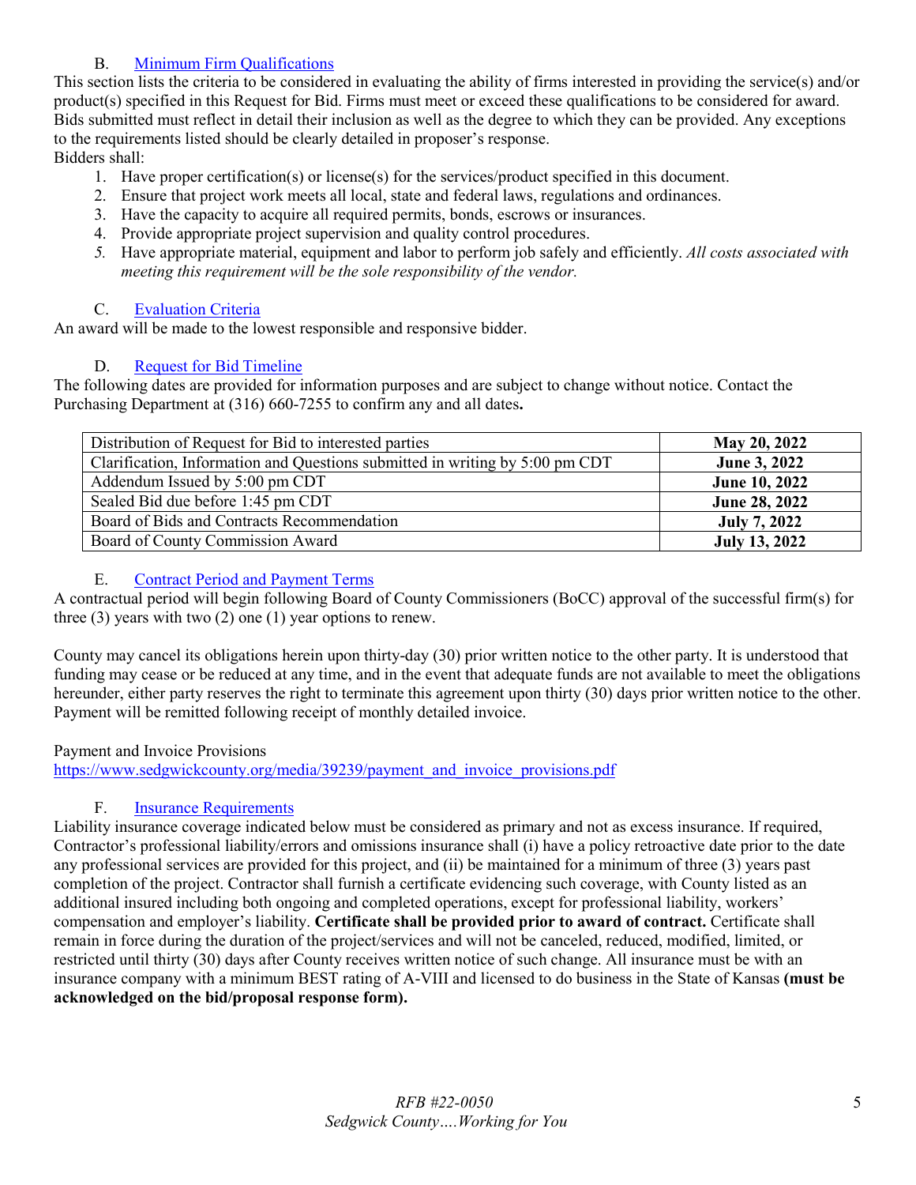### B. Minimum Firm Qualifications

This section lists the criteria to be considered in evaluating the ability of firms interested in providing the service(s) and/or product(s) specified in this Request for Bid. Firms must meet or exceed these qualifications to be considered for award. Bids submitted must reflect in detail their inclusion as well as the degree to which they can be provided. Any exceptions to the requirements listed should be clearly detailed in proposer's response.

Bidders shall:

1. Have proper certification(s) or license(s) for the services/product specified in this document.
2. Ensure that project work meets all local, state and federal laws, regulations and ordinances.
3. Have the capacity to acquire all required permits, bonds, escrows or insurances.
4. Provide appropriate project supervision and quality control procedures.
5. Have appropriate material, equipment and labor to perform job safely and efficiently. *All costs associated with meeting this requirement will be the sole responsibility of the vendor.*

### C. Evaluation Criteria

An award will be made to the lowest responsible and responsive bidder.

### D. Request for Bid Timeline

The following dates are provided for information purposes and are subject to change without notice. Contact the Purchasing Department at (316) 660-7255 to confirm any and all dates**.**

| Event | Date |
|---|---|
| Distribution of Request for Bid to interested parties | **May 20, 2022** |
| Clarification, Information and Questions submitted in writing by 5:00 pm CDT | **June 3, 2022** |
| Addendum Issued by 5:00 pm CDT | **June 10, 2022** |
| Sealed Bid due before 1:45 pm CDT | **June 28, 2022** |
| Board of Bids and Contracts Recommendation | **July 7, 2022** |
| Board of County Commission Award | **July 13, 2022** |

### E. Contract Period and Payment Terms

A contractual period will begin following Board of County Commissioners (BoCC) approval of the successful firm(s) for three (3) years with two (2) one (1) year options to renew.

County may cancel its obligations herein upon thirty-day (30) prior written notice to the other party. It is understood that funding may cease or be reduced at any time, and in the event that adequate funds are not available to meet the obligations hereunder, either party reserves the right to terminate this agreement upon thirty (30) days prior written notice to the other. Payment will be remitted following receipt of monthly detailed invoice.

Payment and Invoice Provisions
https://www.sedgwickcounty.org/media/39239/payment_and_invoice_provisions.pdf

### F. Insurance Requirements

Liability insurance coverage indicated below must be considered as primary and not as excess insurance. If required, Contractor's professional liability/errors and omissions insurance shall (i) have a policy retroactive date prior to the date any professional services are provided for this project, and (ii) be maintained for a minimum of three (3) years past completion of the project. Contractor shall furnish a certificate evidencing such coverage, with County listed as an additional insured including both ongoing and completed operations, except for professional liability, workers' compensation and employer's liability. **Certificate shall be provided prior to award of contract.** Certificate shall remain in force during the duration of the project/services and will not be canceled, reduced, modified, limited, or restricted until thirty (30) days after County receives written notice of such change. All insurance must be with an insurance company with a minimum BEST rating of A-VIII and licensed to do business in the State of Kansas **(must be acknowledged on the bid/proposal response form).**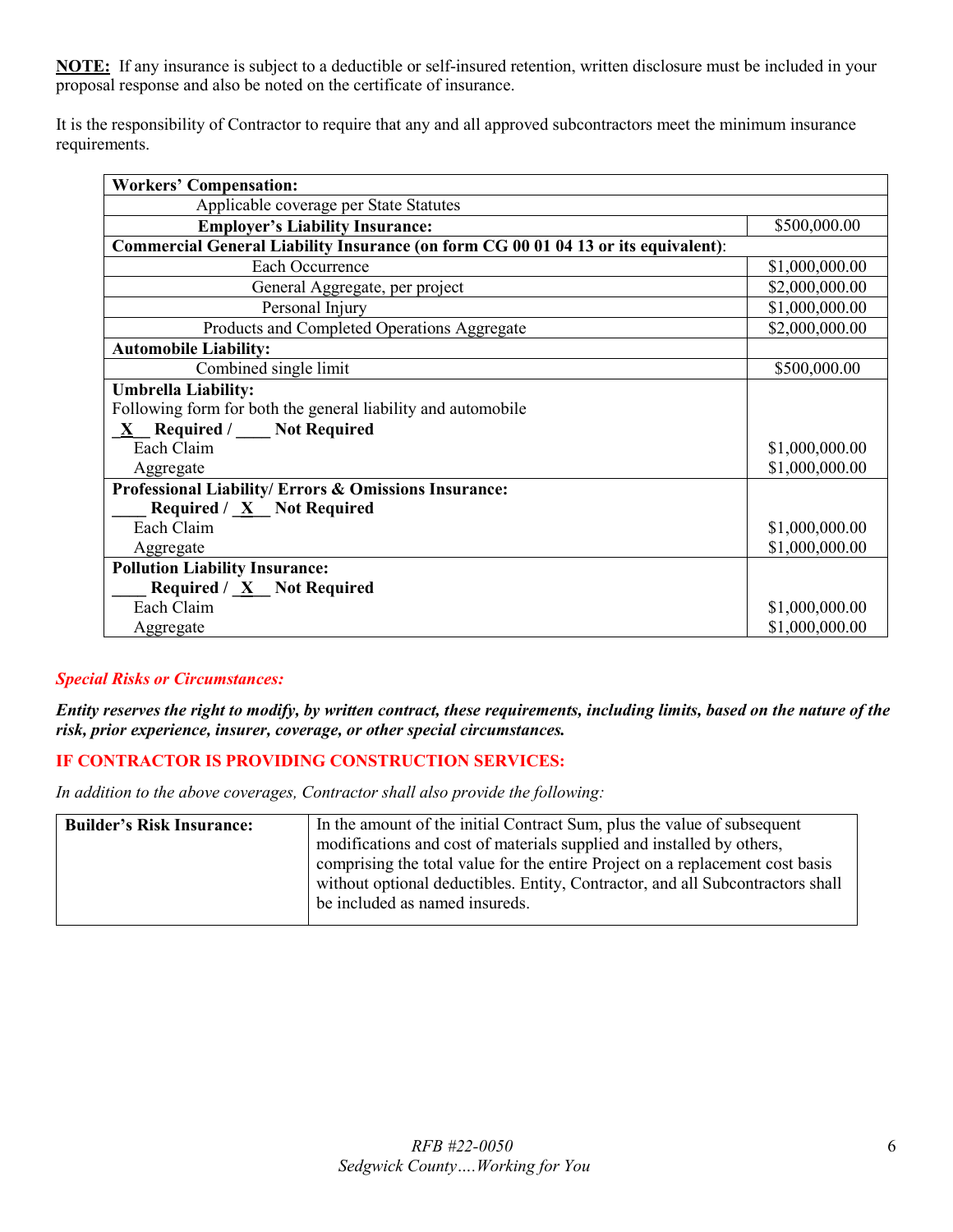**NOTE:** If any insurance is subject to a deductible or self-insured retention, written disclosure must be included in your proposal response and also be noted on the certificate of insurance.

It is the responsibility of Contractor to require that any and all approved subcontractors meet the minimum insurance requirements.

| **Workers' Compensation:** | |
|---|---|
| Applicable coverage per State Statutes | |
| **Employer's Liability Insurance:** | $500,000.00 |
| **Commercial General Liability Insurance (on form CG 00 01 04 13 or its equivalent)**: | |
| Each Occurrence | $1,000,000.00 |
| General Aggregate, per project | $2,000,000.00 |
| Personal Injury | $1,000,000.00 |
| Products and Completed Operations Aggregate | $2,000,000.00 |
| **Automobile Liability:** | |
| Combined single limit | $500,000.00 |
| **Umbrella Liability:**<br>Following form for both the general liability and automobile<br>**_X__ Required / ____ Not Required**<br>Each Claim<br>Aggregate | <br><br><br>$1,000,000.00<br>$1,000,000.00 |
| **Professional Liability/ Errors & Omissions Insurance:**<br>**____ Required / _X__ Not Required**<br>Each Claim<br>Aggregate | <br><br>$1,000,000.00<br>$1,000,000.00 |
| **Pollution Liability Insurance:**<br>**____ Required / _X__ Not Required**<br>Each Claim<br>Aggregate | <br><br>$1,000,000.00<br>$1,000,000.00 |

***Special Risks or Circumstances:***

***Entity reserves the right to modify, by written contract, these requirements, including limits, based on the nature of the risk, prior experience, insurer, coverage, or other special circumstances.***

**IF CONTRACTOR IS PROVIDING CONSTRUCTION SERVICES:**

*In addition to the above coverages, Contractor shall also provide the following:*

| **Builder's Risk Insurance:** | In the amount of the initial Contract Sum, plus the value of subsequent modifications and cost of materials supplied and installed by others, comprising the total value for the entire Project on a replacement cost basis without optional deductibles. Entity, Contractor, and all Subcontractors shall be included as named insureds. |
|---|---|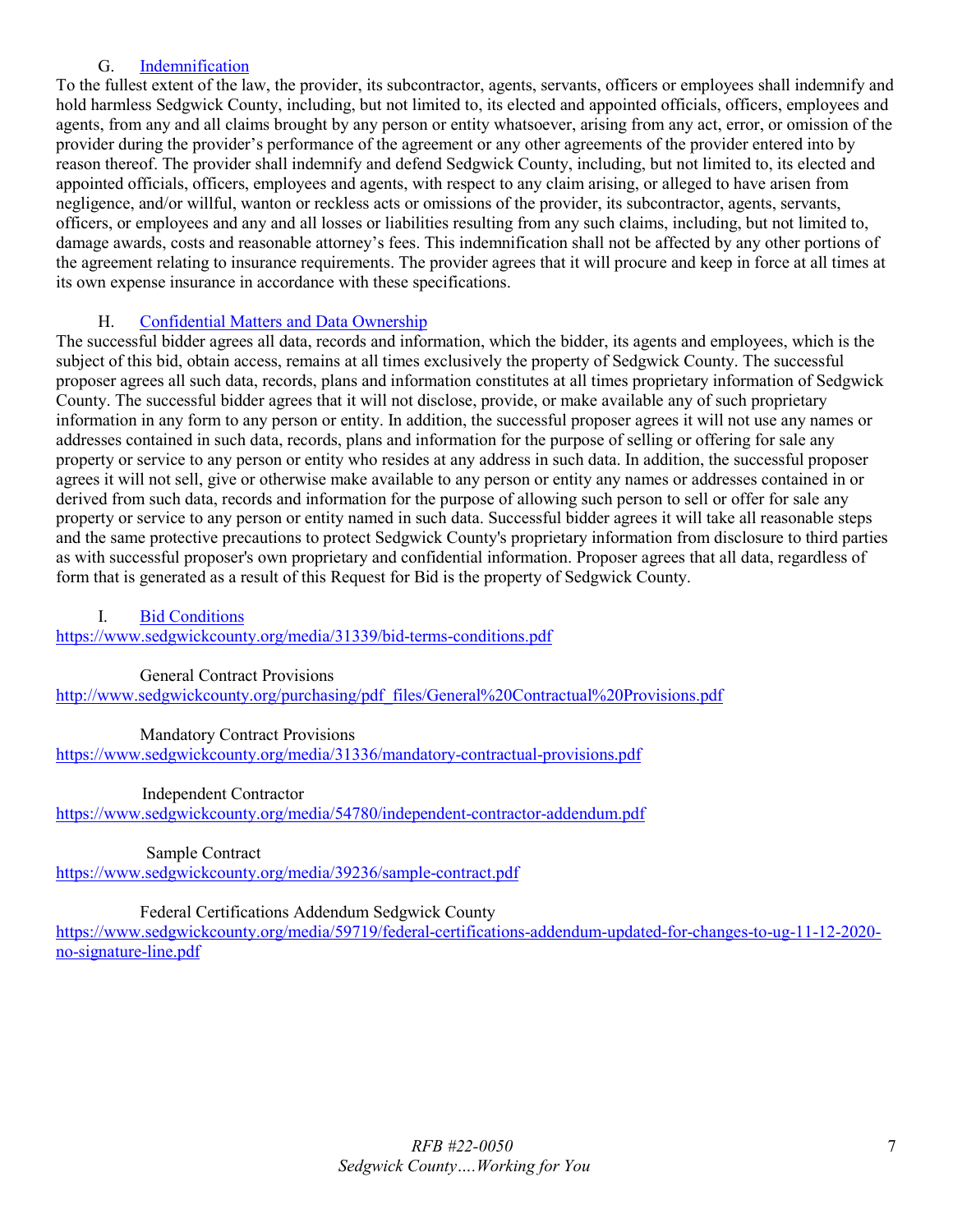### G. Indemnification

To the fullest extent of the law, the provider, its subcontractor, agents, servants, officers or employees shall indemnify and hold harmless Sedgwick County, including, but not limited to, its elected and appointed officials, officers, employees and agents, from any and all claims brought by any person or entity whatsoever, arising from any act, error, or omission of the provider during the provider's performance of the agreement or any other agreements of the provider entered into by reason thereof. The provider shall indemnify and defend Sedgwick County, including, but not limited to, its elected and appointed officials, officers, employees and agents, with respect to any claim arising, or alleged to have arisen from negligence, and/or willful, wanton or reckless acts or omissions of the provider, its subcontractor, agents, servants, officers, or employees and any and all losses or liabilities resulting from any such claims, including, but not limited to, damage awards, costs and reasonable attorney's fees. This indemnification shall not be affected by any other portions of the agreement relating to insurance requirements. The provider agrees that it will procure and keep in force at all times at its own expense insurance in accordance with these specifications.

### H. Confidential Matters and Data Ownership

The successful bidder agrees all data, records and information, which the bidder, its agents and employees, which is the subject of this bid, obtain access, remains at all times exclusively the property of Sedgwick County. The successful proposer agrees all such data, records, plans and information constitutes at all times proprietary information of Sedgwick County. The successful bidder agrees that it will not disclose, provide, or make available any of such proprietary information in any form to any person or entity. In addition, the successful proposer agrees it will not use any names or addresses contained in such data, records, plans and information for the purpose of selling or offering for sale any property or service to any person or entity who resides at any address in such data. In addition, the successful proposer agrees it will not sell, give or otherwise make available to any person or entity any names or addresses contained in or derived from such data, records and information for the purpose of allowing such person to sell or offer for sale any property or service to any person or entity named in such data. Successful bidder agrees it will take all reasonable steps and the same protective precautions to protect Sedgwick County's proprietary information from disclosure to third parties as with successful proposer's own proprietary and confidential information. Proposer agrees that all data, regardless of form that is generated as a result of this Request for Bid is the property of Sedgwick County.

### I. Bid Conditions

https://www.sedgwickcounty.org/media/31339/bid-terms-conditions.pdf

General Contract Provisions
http://www.sedgwickcounty.org/purchasing/pdf_files/General%20Contractual%20Provisions.pdf

Mandatory Contract Provisions
https://www.sedgwickcounty.org/media/31336/mandatory-contractual-provisions.pdf

Independent Contractor
https://www.sedgwickcounty.org/media/54780/independent-contractor-addendum.pdf

Sample Contract
https://www.sedgwickcounty.org/media/39236/sample-contract.pdf

Federal Certifications Addendum Sedgwick County
https://www.sedgwickcounty.org/media/59719/federal-certifications-addendum-updated-for-changes-to-ug-11-12-2020-no-signature-line.pdf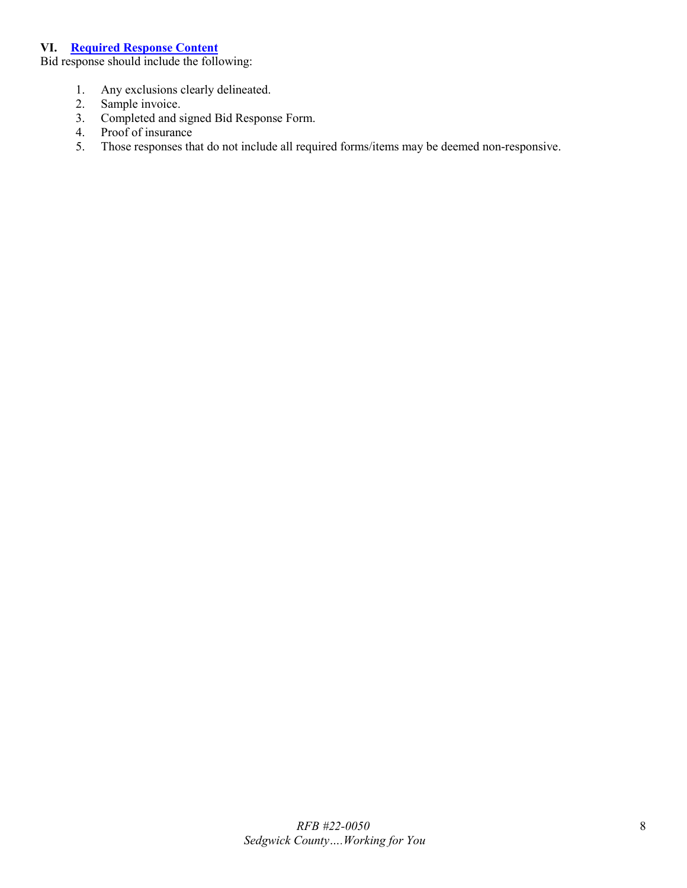## VI. Required Response Content

Bid response should include the following:

1. Any exclusions clearly delineated.
2. Sample invoice.
3. Completed and signed Bid Response Form.
4. Proof of insurance
5. Those responses that do not include all required forms/items may be deemed non-responsive.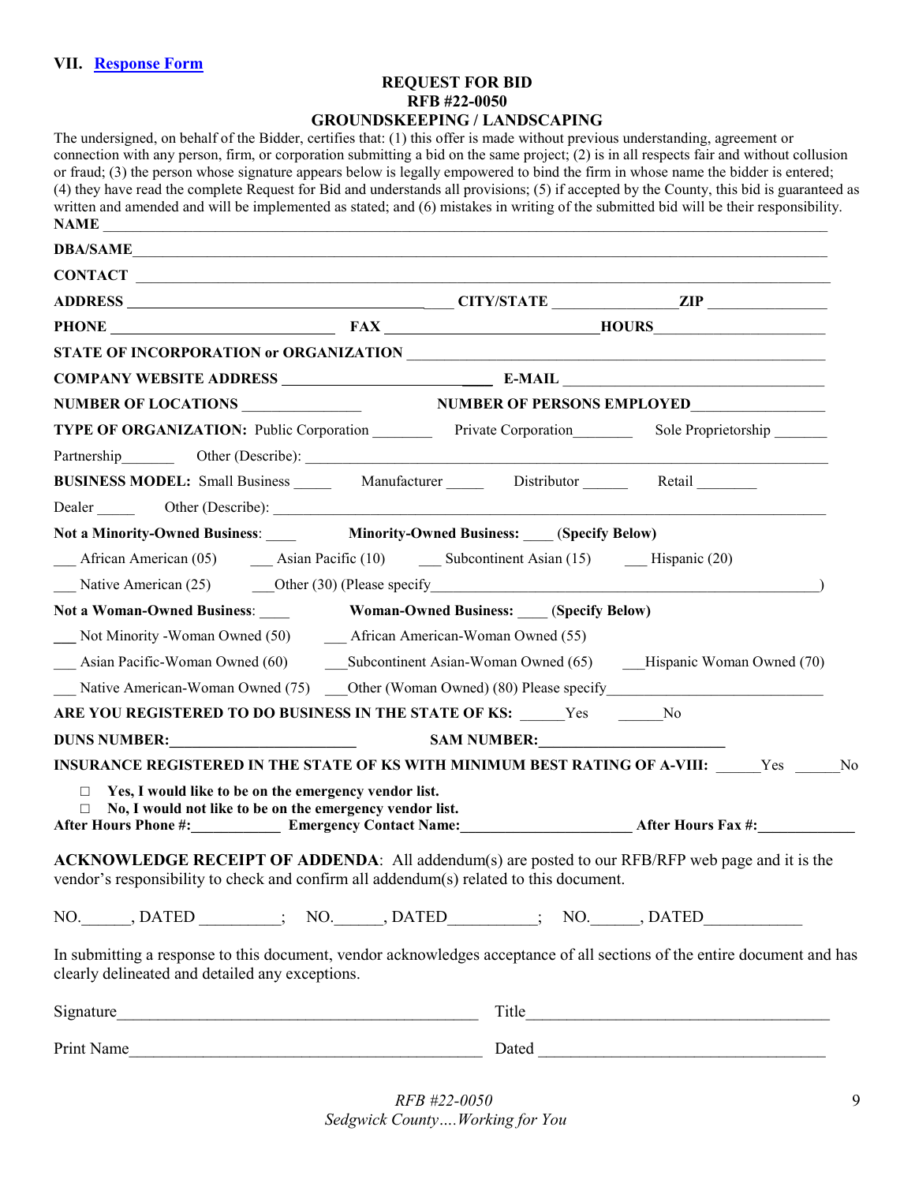## VII. Response Form

**REQUEST FOR BID**
**RFB #22-0050**
**GROUNDSKEEPING / LANDSCAPING**

The undersigned, on behalf of the Bidder, certifies that: (1) this offer is made without previous understanding, agreement or connection with any person, firm, or corporation submitting a bid on the same project; (2) is in all respects fair and without collusion or fraud; (3) the person whose signature appears below is legally empowered to bind the firm in whose name the bidder is entered; (4) they have read the complete Request for Bid and understands all provisions; (5) if accepted by the County, this bid is guaranteed as written and amended and will be implemented as stated; and (6) mistakes in writing of the submitted bid will be their responsibility.

**NAME** ______________________________________________

**DBA/SAME**______________________________________________

**CONTACT** ______________________________________________

**ADDRESS** ______________________ **CITY/STATE** ______________ **ZIP** ______________

**PHONE** ______________________ **FAX** ______________________ **HOURS**______________

**STATE OF INCORPORATION or ORGANIZATION** ______________________________

**COMPANY WEBSITE ADDRESS** ______________________ **E-MAIL** ______________________

**NUMBER OF LOCATIONS** ______________ **NUMBER OF PERSONS EMPLOYED**______________

**TYPE OF ORGANIZATION:** Public Corporation ________ Private Corporation________ Sole Proprietorship _______

Partnership_______ Other (Describe): ______________________________________________

**BUSINESS MODEL:** Small Business _____ Manufacturer _____ Distributor ______ Retail ________

Dealer _____ Other (Describe): ______________________________________________

**Not a Minority-Owned Business**: ____ **Minority-Owned Business:** ____ **(Specify Below)**

___ African American (05) ___ Asian Pacific (10) ___ Subcontinent Asian (15) ___ Hispanic (20)

___ Native American (25) ___Other (30) (Please specify______________________________________)

**Not a Woman-Owned Business**: ____ **Woman-Owned Business:** ____ **(Specify Below)**

___ Not Minority -Woman Owned (50) ___ African American-Woman Owned (55)

___ Asian Pacific-Woman Owned (60) ___Subcontinent Asian-Woman Owned (65) ___Hispanic Woman Owned (70)

___ Native American-Woman Owned (75) ___Other (Woman Owned) (80) Please specify______________________

**ARE YOU REGISTERED TO DO BUSINESS IN THE STATE OF KS:** ______Yes ______No

**DUNS NUMBER:**______________________ **SAM NUMBER:**______________________

**INSURANCE REGISTERED IN THE STATE OF KS WITH MINIMUM BEST RATING OF A-VIII:** ______Yes ______No

- ☐ **Yes, I would like to be on the emergency vendor list.**
- ☐ **No, I would not like to be on the emergency vendor list.**

**After Hours Phone #:**___________ **Emergency Contact Name:**______________________ **After Hours Fax #:**____________

**ACKNOWLEDGE RECEIPT OF ADDENDA**: All addendum(s) are posted to our RFB/RFP web page and it is the vendor's responsibility to check and confirm all addendum(s) related to this document.

NO.______, DATED _________; NO.______, DATED__________; NO.______, DATED___________

In submitting a response to this document, vendor acknowledges acceptance of all sections of the entire document and has clearly delineated and detailed any exceptions.

Signature__________________________________________ Title____________________________________

Print Name_________________________________________ Dated ___________________________________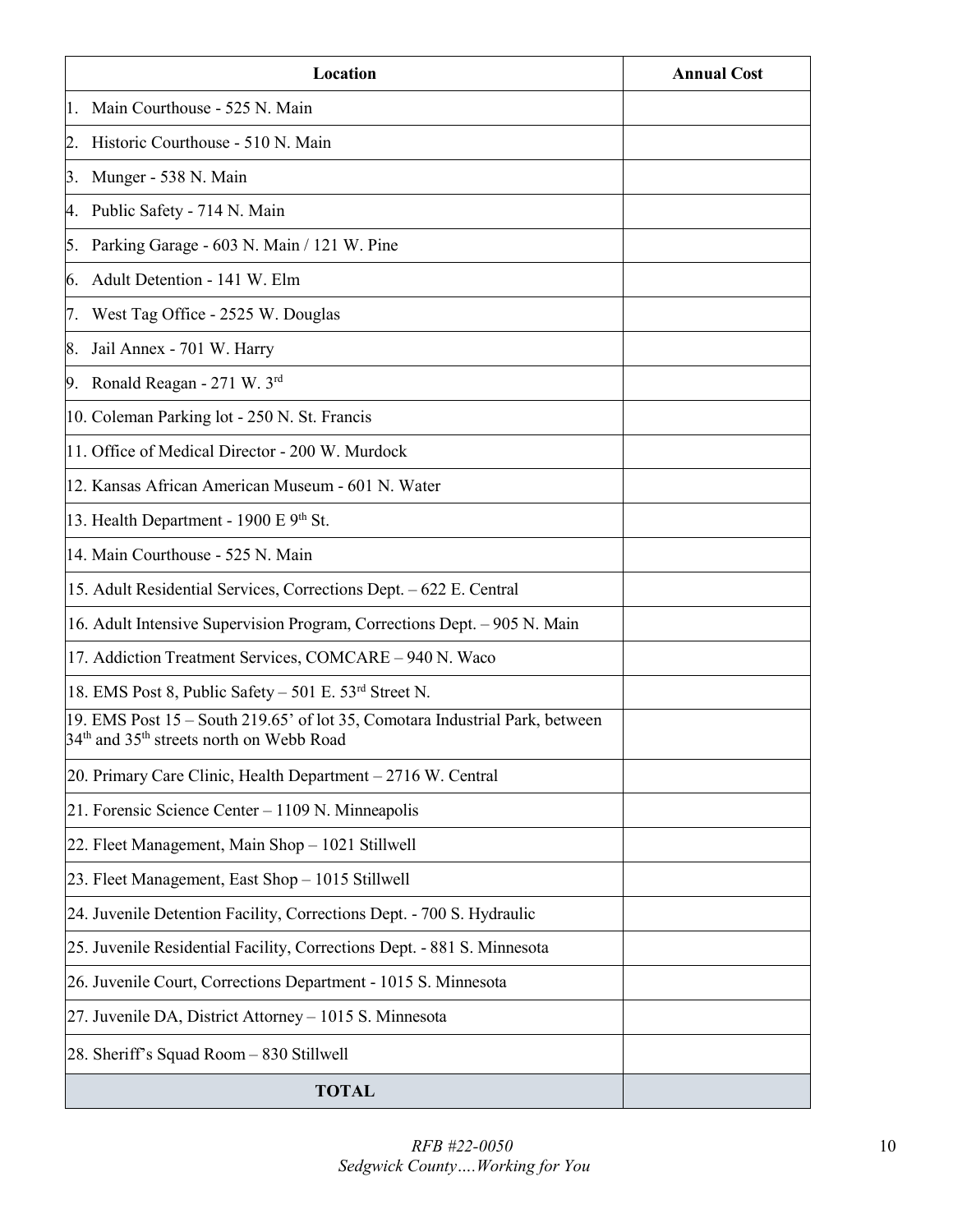| Location | Annual Cost |
|---|---|
| 1. Main Courthouse - 525 N. Main | |
| 2. Historic Courthouse - 510 N. Main | |
| 3. Munger - 538 N. Main | |
| 4. Public Safety - 714 N. Main | |
| 5. Parking Garage - 603 N. Main / 121 W. Pine | |
| 6. Adult Detention - 141 W. Elm | |
| 7. West Tag Office - 2525 W. Douglas | |
| 8. Jail Annex - 701 W. Harry | |
| 9. Ronald Reagan - 271 W. 3rd | |
| 10. Coleman Parking lot - 250 N. St. Francis | |
| 11. Office of Medical Director - 200 W. Murdock | |
| 12. Kansas African American Museum - 601 N. Water | |
| 13. Health Department - 1900 E 9th St. | |
| 14. Main Courthouse - 525 N. Main | |
| 15. Adult Residential Services, Corrections Dept. – 622 E. Central | |
| 16. Adult Intensive Supervision Program, Corrections Dept. – 905 N. Main | |
| 17. Addiction Treatment Services, COMCARE – 940 N. Waco | |
| 18. EMS Post 8, Public Safety – 501 E. 53rd Street N. | |
| 19. EMS Post 15 – South 219.65' of lot 35, Comotara Industrial Park, between 34th and 35th streets north on Webb Road | |
| 20. Primary Care Clinic, Health Department – 2716 W. Central | |
| 21. Forensic Science Center – 1109 N. Minneapolis | |
| 22. Fleet Management, Main Shop – 1021 Stillwell | |
| 23. Fleet Management, East Shop – 1015 Stillwell | |
| 24. Juvenile Detention Facility, Corrections Dept. - 700 S. Hydraulic | |
| 25. Juvenile Residential Facility, Corrections Dept. - 881 S. Minnesota | |
| 26. Juvenile Court, Corrections Department - 1015 S. Minnesota | |
| 27. Juvenile DA, District Attorney – 1015 S. Minnesota | |
| 28. Sheriff's Squad Room – 830 Stillwell | |
| **TOTAL** | |